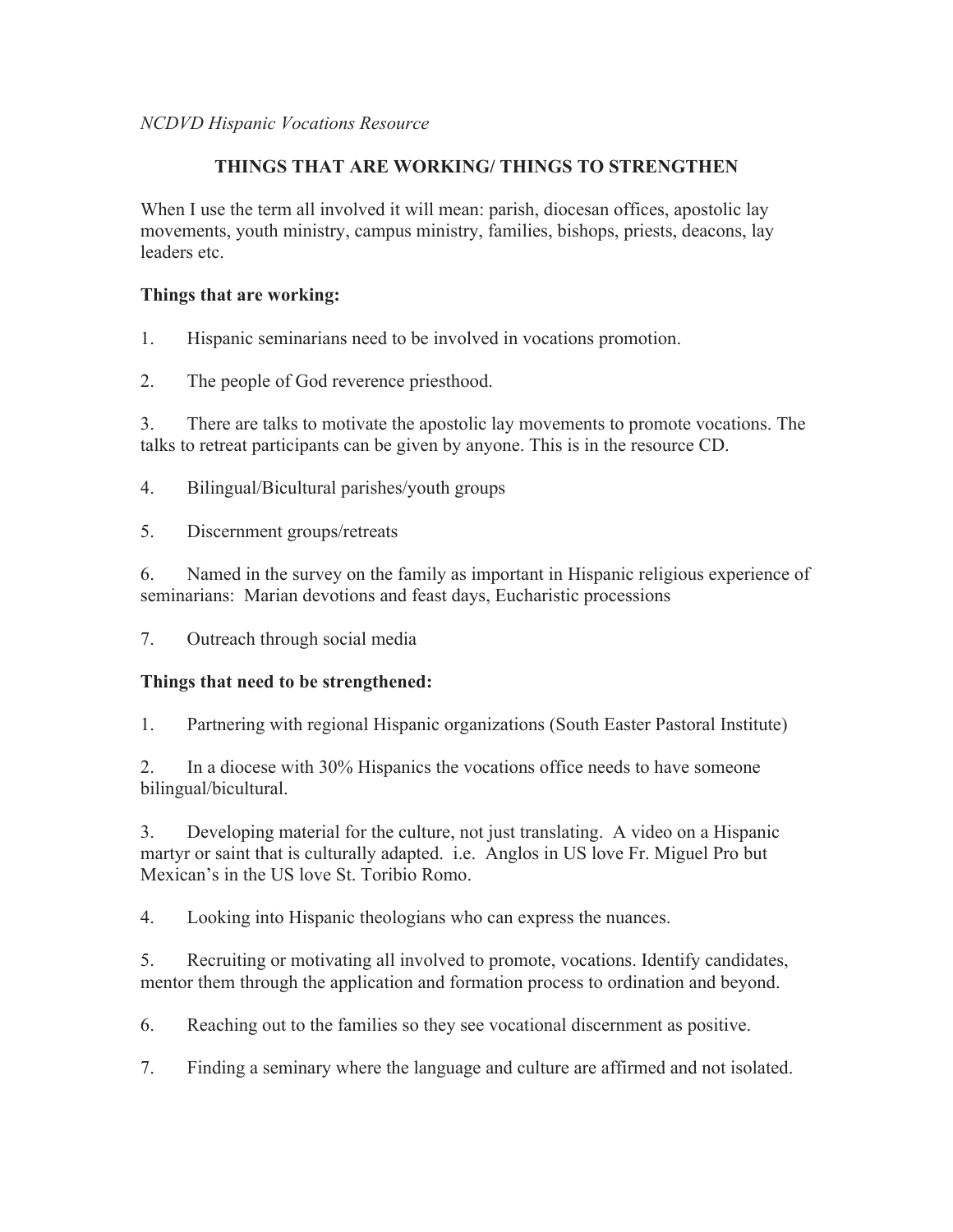*NCDVD Hispanic Vocations Resource*

# THINGS THAT ARE WORKING/ THINGS TO STRENGTHEN

When I use the term all involved it will mean: parish, diocesan offices, apostolic lay movements, youth ministry, campus ministry, families, bishops, priests, deacons, lay leaders etc.

**Things that are working:**

1. Hispanic seminarians need to be involved in vocations promotion.

2. The people of God reverence priesthood.

3. There are talks to motivate the apostolic lay movements to promote vocations. The talks to retreat participants can be given by anyone. This is in the resource CD.

4. Bilingual/Bicultural parishes/youth groups

5. Discernment groups/retreats

6. Named in the survey on the family as important in Hispanic religious experience of seminarians: Marian devotions and feast days, Eucharistic processions

7. Outreach through social media

**Things that need to be strengthened:**

1. Partnering with regional Hispanic organizations (South Easter Pastoral Institute)

2. In a diocese with 30% Hispanics the vocations office needs to have someone bilingual/bicultural.

3. Developing material for the culture, not just translating. A video on a Hispanic martyr or saint that is culturally adapted. i.e. Anglos in US love Fr. Miguel Pro but Mexican's in the US love St. Toribio Romo.

4. Looking into Hispanic theologians who can express the nuances.

5. Recruiting or motivating all involved to promote, vocations. Identify candidates, mentor them through the application and formation process to ordination and beyond.

6. Reaching out to the families so they see vocational discernment as positive.

7. Finding a seminary where the language and culture are affirmed and not isolated.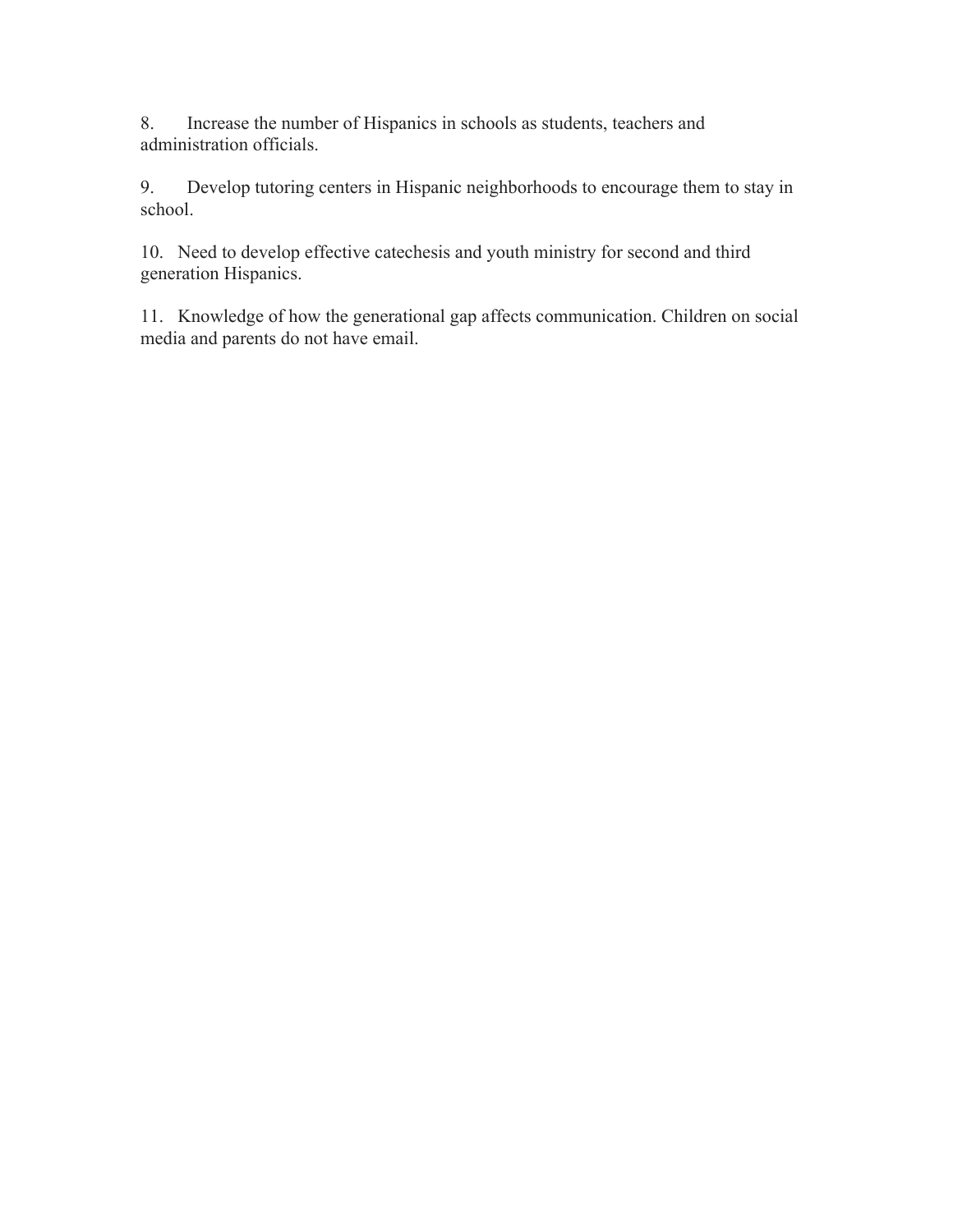8. Increase the number of Hispanics in schools as students, teachers and administration officials.

9. Develop tutoring centers in Hispanic neighborhoods to encourage them to stay in school.

10. Need to develop effective catechesis and youth ministry for second and third generation Hispanics.

11. Knowledge of how the generational gap affects communication. Children on social media and parents do not have email.